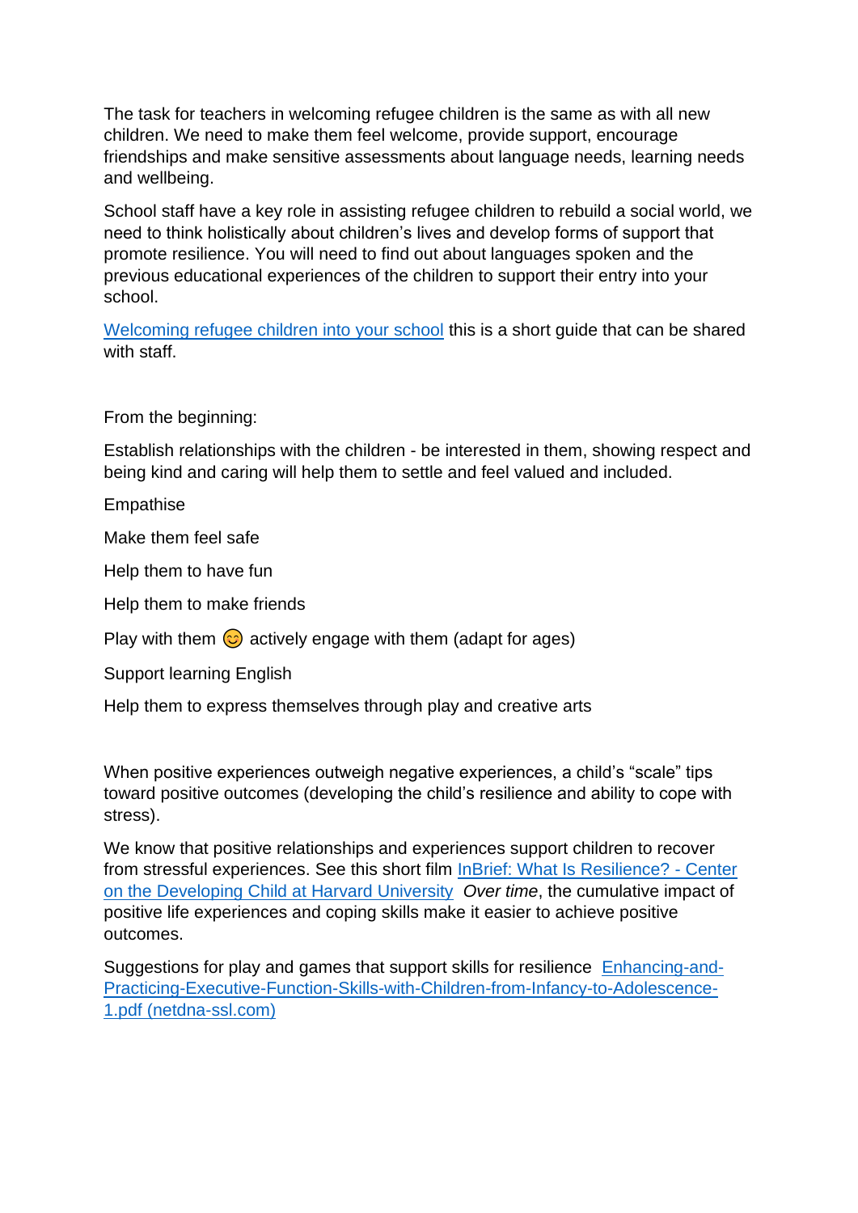The task for teachers in welcoming refugee children is the same as with all new children. We need to make them feel welcome, provide support, encourage friendships and make sensitive assessments about language needs, learning needs and wellbeing.

School staff have a key role in assisting refugee children to rebuild a social world, we need to think holistically about children's lives and develop forms of support that promote resilience. You will need to find out about languages spoken and the previous educational experiences of the children to support their entry into your school.

Welcoming refugee children into your school this is a short guide that can be shared with staff.

From the beginning:

Establish relationships with the children - be interested in them, showing respect and being kind and caring will help them to settle and feel valued and included.

Empathise

Make them feel safe

Help them to have fun

Help them to make friends

Play with them 😊 actively engage with them (adapt for ages)

Support learning English

Help them to express themselves through play and creative arts

When positive experiences outweigh negative experiences, a child's "scale" tips toward positive outcomes (developing the child's resilience and ability to cope with stress).

We know that positive relationships and experiences support children to recover from stressful experiences. See this short film InBrief: What Is Resilience? - Center on the Developing Child at Harvard University *Over time*, the cumulative impact of positive life experiences and coping skills make it easier to achieve positive outcomes.

Suggestions for play and games that support skills for resilience Enhancing-and-Practicing-Executive-Function-Skills-with-Children-from-Infancy-to-Adolescence-1.pdf (netdna-ssl.com)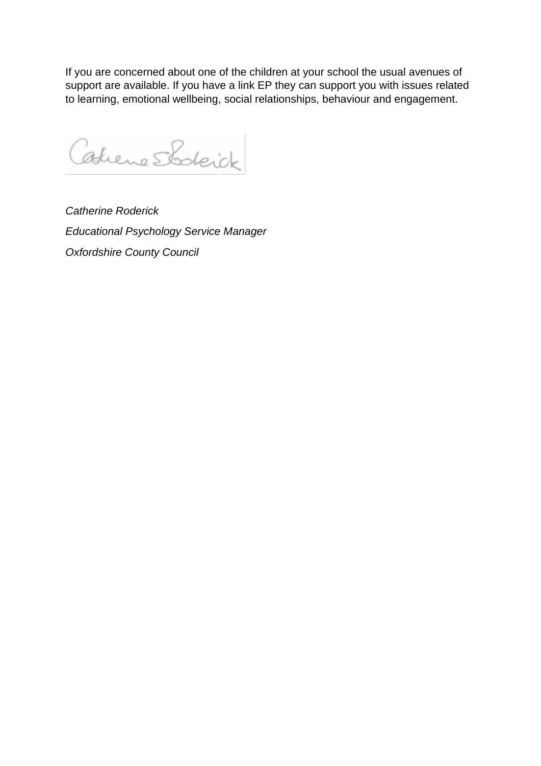If you are concerned about one of the children at your school the usual avenues of support are available. If you have a link EP they can support you with issues related to learning, emotional wellbeing, social relationships, behaviour and engagement.

*Catherine Roderick*

*Educational Psychology Service Manager*

*Oxfordshire County Council*